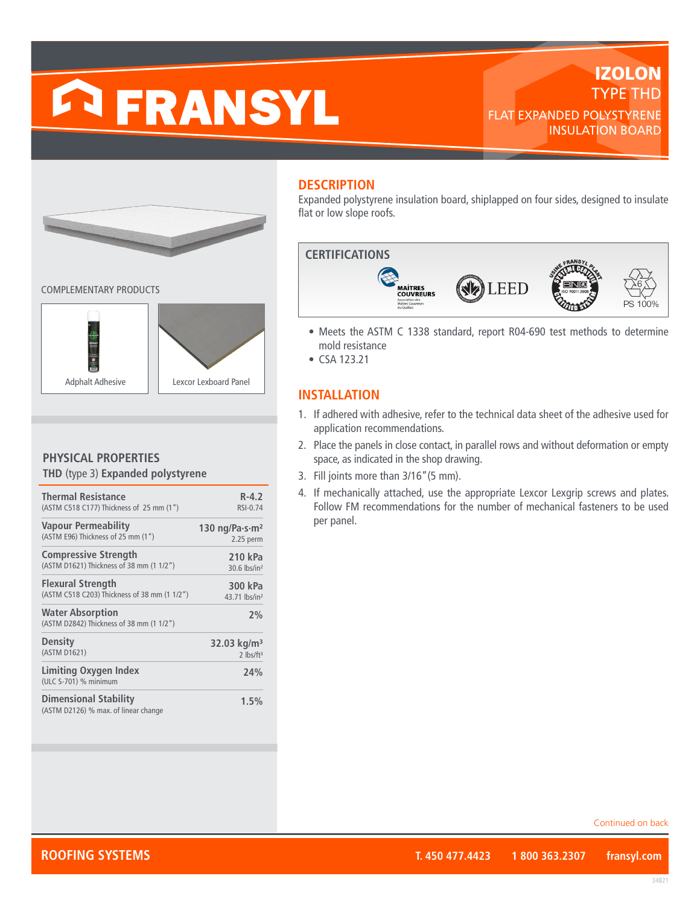# FRANSYL

## IZOLON
### TYPE THD
FLAT EXPANDED POLYSTYRENE INSULATION BOARD

COMPLEMENTARY PRODUCTS

Adphalt Adhesive

Lexcor Lexboard Panel

## PHYSICAL PROPERTIES

**THD** (type 3) **Expanded polystyrene**

| Property | Value |
| --- | --- |
| **Thermal Resistance**<br>(ASTM C518 C177) Thickness of 25 mm (1") | **R-4.2**<br>RSI-0.74 |
| **Vapour Permeability**<br>(ASTM E96) Thickness of 25 mm (1") | **130 ng/Pa·s·m²**<br>2.25 perm |
| **Compressive Strength**<br>(ASTM D1621) Thickness of 38 mm (1 1/2") | **210 kPa**<br>30.6 lbs/in² |
| **Flexural Strength**<br>(ASTM C518 C203) Thickness of 38 mm (1 1/2") | **300 kPa**<br>43.71 lbs/in² |
| **Water Absorption**<br>(ASTM D2842) Thickness of 38 mm (1 1/2") | **2%** |
| **Density**<br>(ASTM D1621) | **32.03 kg/m³**<br>2 lbs/ft³ |
| **Limiting Oxygen Index**<br>(ULC S-701) % minimum | **24%** |
| **Dimensional Stability**<br>(ASTM D2126) % max. of linear change | **1.5%** |

## DESCRIPTION

Expanded polystyrene insulation board, shiplapped on four sides, designed to insulate flat or low slope roofs.

## CERTIFICATIONS

MAÎTRES COUVREURS — LEED — ISO 9001:2008 — PS 100%

- Meets the ASTM C 1338 standard, report R04-690 test methods to determine mold resistance
- CSA 123.21

## INSTALLATION

1. If adhered with adhesive, refer to the technical data sheet of the adhesive used for application recommendations.
2. Place the panels in close contact, in parallel rows and without deformation or empty space, as indicated in the shop drawing.
3. Fill joints more than 3/16" (5 mm).
4. If mechanically attached, use the appropriate Lexcor Lexgrip screws and plates. Follow FM recommendations for the number of mechanical fasteners to be used per panel.

Continued on back

**ROOFING SYSTEMS** — **T. 450 477.4423** — **1 800 363.2307** — **fransyl.com**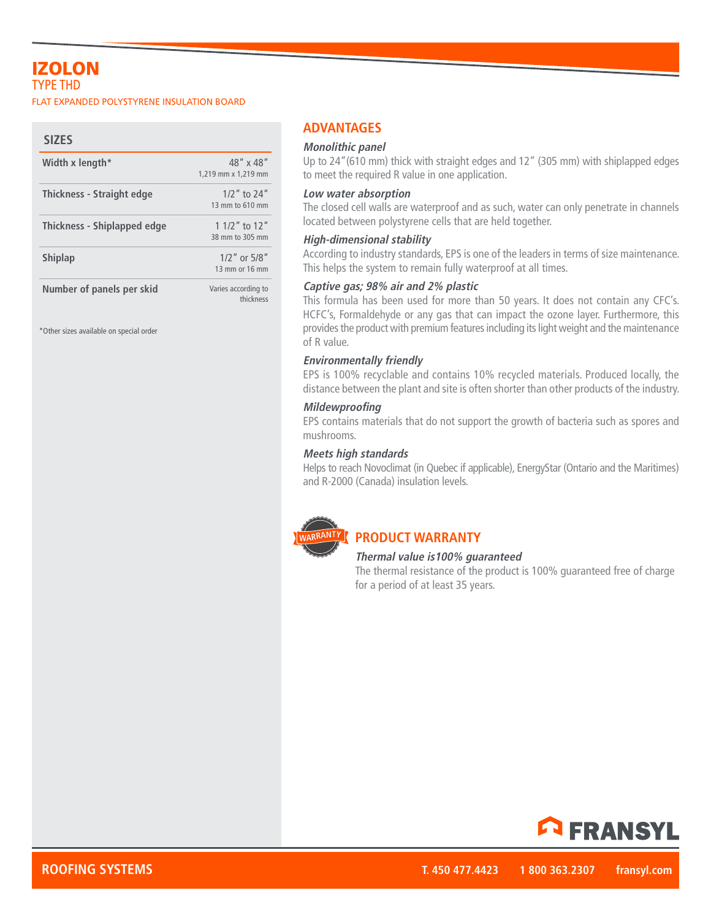# IZOLON

TYPE THD

FLAT EXPANDED POLYSTYRENE INSULATION BOARD

## SIZES

| | |
|---|---|
| **Width x length*** | 48″ x 48″<br>1,219 mm x 1,219 mm |
| **Thickness - Straight edge** | 1/2″ to 24″<br>13 mm to 610 mm |
| **Thickness - Shiplapped edge** | 1 1/2″ to 12″<br>38 mm to 305 mm |
| **Shiplap** | 1/2″ or 5/8″<br>13 mm or 16 mm |
| **Number of panels per skid** | Varies according to thickness |

*Other sizes available on special order

## ADVANTAGES

***Monolithic panel***

Up to 24″(610 mm) thick with straight edges and 12″ (305 mm) with shiplapped edges to meet the required R value in one application.

***Low water absorption***

The closed cell walls are waterproof and as such, water can only penetrate in channels located between polystyrene cells that are held together.

***High-dimensional stability***

According to industry standards, EPS is one of the leaders in terms of size maintenance. This helps the system to remain fully waterproof at all times.

***Captive gas; 98% air and 2% plastic***

This formula has been used for more than 50 years. It does not contain any CFC's. HCFC's, Formaldehyde or any gas that can impact the ozone layer. Furthermore, this provides the product with premium features including its light weight and the maintenance of R value.

***Environmentally friendly***

EPS is 100% recyclable and contains 10% recycled materials. Produced locally, the distance between the plant and site is often shorter than other products of the industry.

***Mildewproofing***

EPS contains materials that do not support the growth of bacteria such as spores and mushrooms.

***Meets high standards***

Helps to reach Novoclimat (in Quebec if applicable), EnergyStar (Ontario and the Maritimes) and R-2000 (Canada) insulation levels.

## PRODUCT WARRANTY

***Thermal value is100% guaranteed***

The thermal resistance of the product is 100% guaranteed free of charge for a period of at least 35 years.

FRANSYL

ROOFING SYSTEMS T. 450 477.4423 1 800 363.2307 fransyl.com